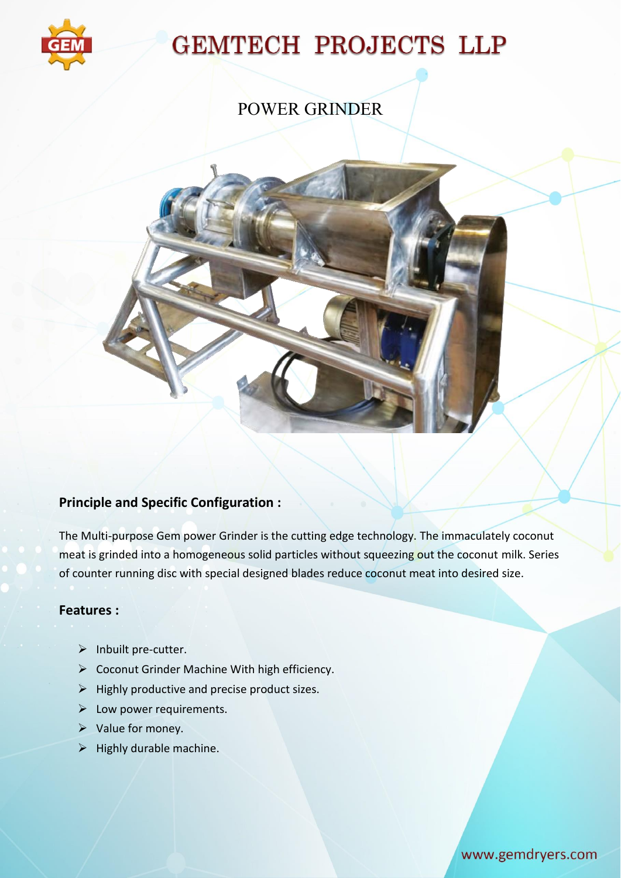# GEMTECH PROJECTS LLP

## POWER GRINDER

### Principle and Specific Configuration :

The Multi-purpose Gem power Grinder is the cutting edge technology. The immaculately coconut meat is grinded into a homogeneous solid particles without squeezing out the coconut milk. Series of counter running disc with special designed blades reduce coconut meat into desired size.

### Features :

- Inbuilt pre-cutter.
- Coconut Grinder Machine With high efficiency.
- Highly productive and precise product sizes.
- Low power requirements.
- Value for money.
- Highly durable machine.

www.gemdryers.com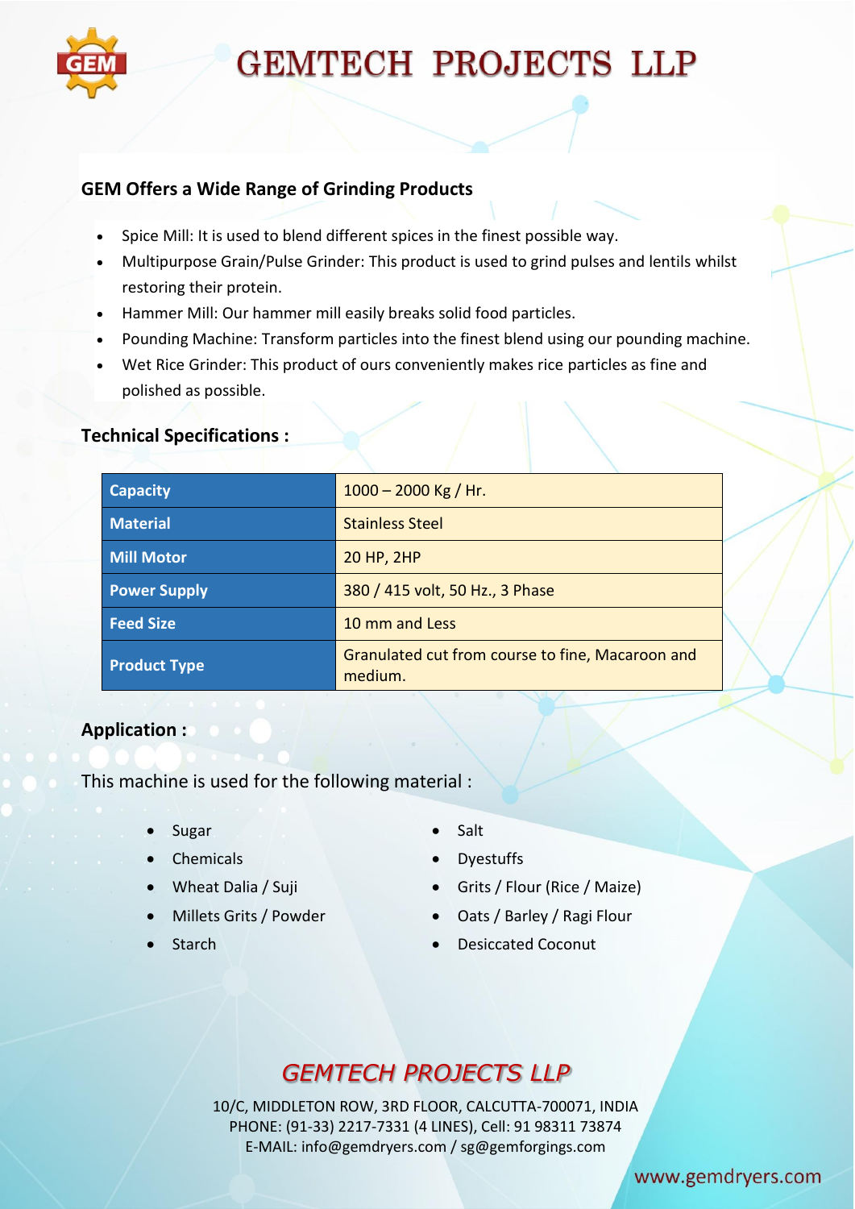# GEMTECH PROJECTS LLP

### GEM Offers a Wide Range of Grinding Products

- Spice Mill: It is used to blend different spices in the finest possible way.
- Multipurpose Grain/Pulse Grinder: This product is used to grind pulses and lentils whilst restoring their protein.
- Hammer Mill: Our hammer mill easily breaks solid food particles.
- Pounding Machine: Transform particles into the finest blend using our pounding machine.
- Wet Rice Grinder: This product of ours conveniently makes rice particles as fine and polished as possible.

### Technical Specifications :

| | |
|---|---|
| **Capacity** | 1000 – 2000 Kg / Hr. |
| **Material** | Stainless Steel |
| **Mill Motor** | 20 HP, 2HP |
| **Power Supply** | 380 / 415 volt, 50 Hz., 3 Phase |
| **Feed Size** | 10 mm and Less |
| **Product Type** | Granulated cut from course to fine, Macaroon and medium. |

### Application :

This machine is used for the following material :

- Sugar
- Chemicals
- Wheat Dalia / Suji
- Millets Grits / Powder
- Starch
- Salt
- Dyestuffs
- Grits / Flour (Rice / Maize)
- Oats / Barley / Ragi Flour
- Desiccated Coconut

*GEMTECH PROJECTS LLP*

10/C, MIDDLETON ROW, 3RD FLOOR, CALCUTTA-700071, INDIA
PHONE: (91-33) 2217-7331 (4 LINES), Cell: 91 98311 73874
E-MAIL: info@gemdryers.com / sg@gemforgings.com

www.gemdryers.com